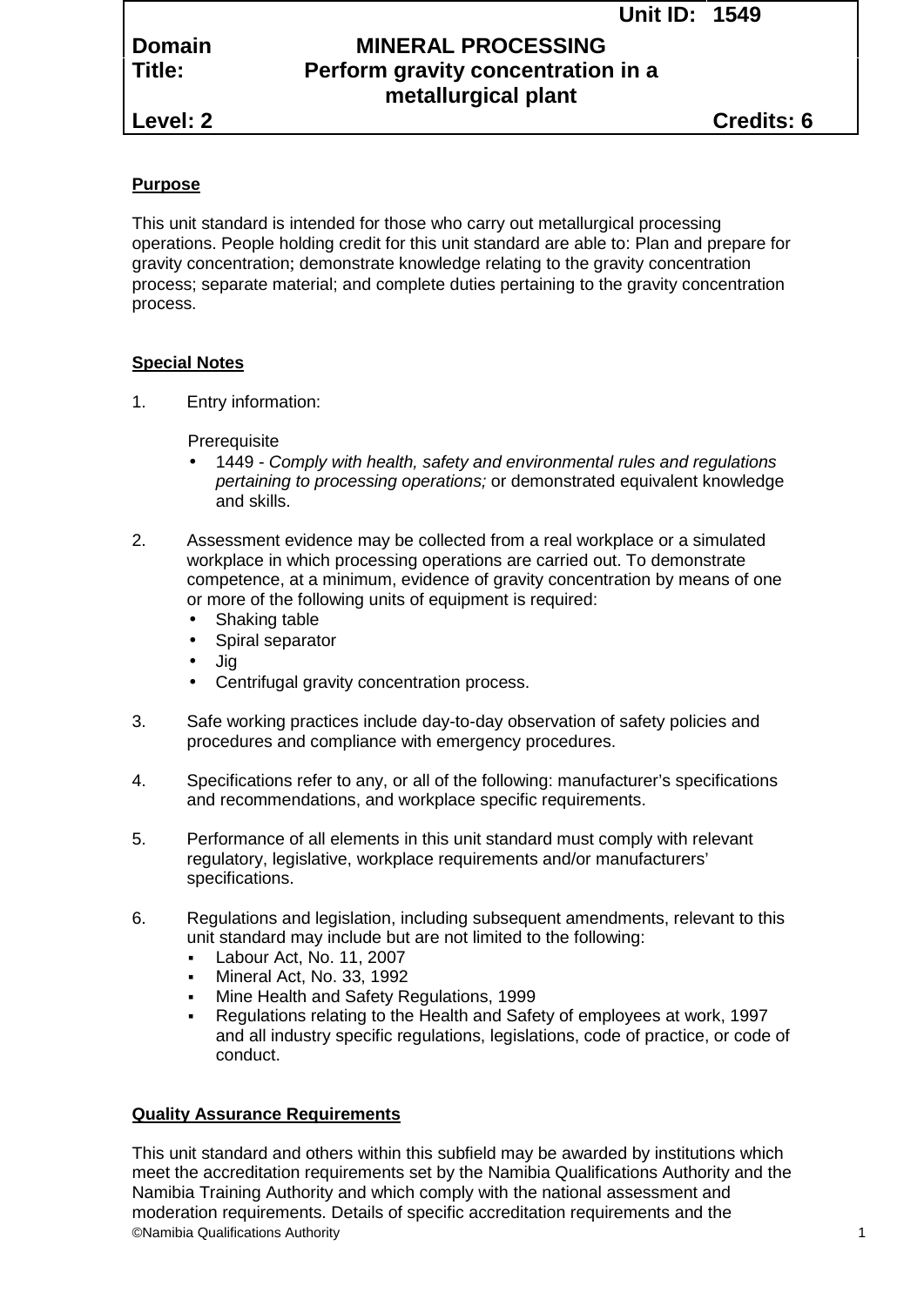| | Unit ID: | 1549 |
|---|---|---|
| **Domain** | **MINERAL PROCESSING** | |
| **Title:** | **Perform gravity concentration in a metallurgical plant** | |
| **Level: 2** | | **Credits: 6** |

**Purpose**

This unit standard is intended for those who carry out metallurgical processing operations. People holding credit for this unit standard are able to: Plan and prepare for gravity concentration; demonstrate knowledge relating to the gravity concentration process; separate material; and complete duties pertaining to the gravity concentration process.

**Special Notes**

1. Entry information:

   Prerequisite

   - 1449 - *Comply with health, safety and environmental rules and regulations pertaining to processing operations;* or demonstrated equivalent knowledge and skills.

2. Assessment evidence may be collected from a real workplace or a simulated workplace in which processing operations are carried out. To demonstrate competence, at a minimum, evidence of gravity concentration by means of one or more of the following units of equipment is required:
   - Shaking table
   - Spiral separator
   - Jig
   - Centrifugal gravity concentration process.

3. Safe working practices include day-to-day observation of safety policies and procedures and compliance with emergency procedures.

4. Specifications refer to any, or all of the following: manufacturer's specifications and recommendations, and workplace specific requirements.

5. Performance of all elements in this unit standard must comply with relevant regulatory, legislative, workplace requirements and/or manufacturers' specifications.

6. Regulations and legislation, including subsequent amendments, relevant to this unit standard may include but are not limited to the following:
   - Labour Act, No. 11, 2007
   - Mineral Act, No. 33, 1992
   - Mine Health and Safety Regulations, 1999
   - Regulations relating to the Health and Safety of employees at work, 1997 and all industry specific regulations, legislations, code of practice, or code of conduct.

**Quality Assurance Requirements**

This unit standard and others within this subfield may be awarded by institutions which meet the accreditation requirements set by the Namibia Qualifications Authority and the Namibia Training Authority and which comply with the national assessment and moderation requirements. Details of specific accreditation requirements and the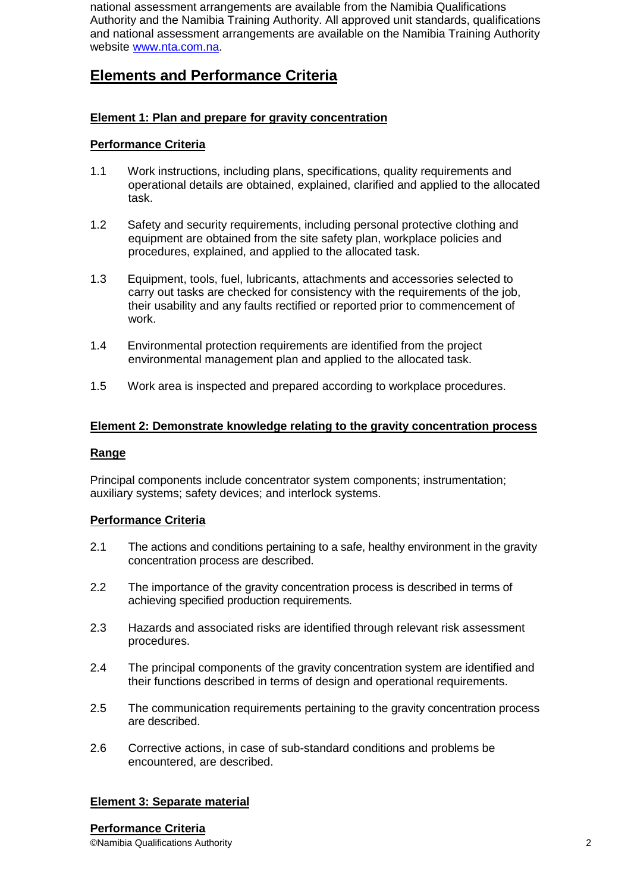national assessment arrangements are available from the Namibia Qualifications Authority and the Namibia Training Authority. All approved unit standards, qualifications and national assessment arrangements are available on the Namibia Training Authority website [www.nta.com.na](http://www.nta.com.na).

## Elements and Performance Criteria

### Element 1: Plan and prepare for gravity concentration

#### Performance Criteria

1.1 Work instructions, including plans, specifications, quality requirements and operational details are obtained, explained, clarified and applied to the allocated task.

1.2 Safety and security requirements, including personal protective clothing and equipment are obtained from the site safety plan, workplace policies and procedures, explained, and applied to the allocated task.

1.3 Equipment, tools, fuel, lubricants, attachments and accessories selected to carry out tasks are checked for consistency with the requirements of the job, their usability and any faults rectified or reported prior to commencement of work.

1.4 Environmental protection requirements are identified from the project environmental management plan and applied to the allocated task.

1.5 Work area is inspected and prepared according to workplace procedures.

### Element 2: Demonstrate knowledge relating to the gravity concentration process

#### Range

Principal components include concentrator system components; instrumentation; auxiliary systems; safety devices; and interlock systems.

#### Performance Criteria

2.1 The actions and conditions pertaining to a safe, healthy environment in the gravity concentration process are described.

2.2 The importance of the gravity concentration process is described in terms of achieving specified production requirements.

2.3 Hazards and associated risks are identified through relevant risk assessment procedures.

2.4 The principal components of the gravity concentration system are identified and their functions described in terms of design and operational requirements.

2.5 The communication requirements pertaining to the gravity concentration process are described.

2.6 Corrective actions, in case of sub-standard conditions and problems be encountered, are described.

### Element 3: Separate material

#### Performance Criteria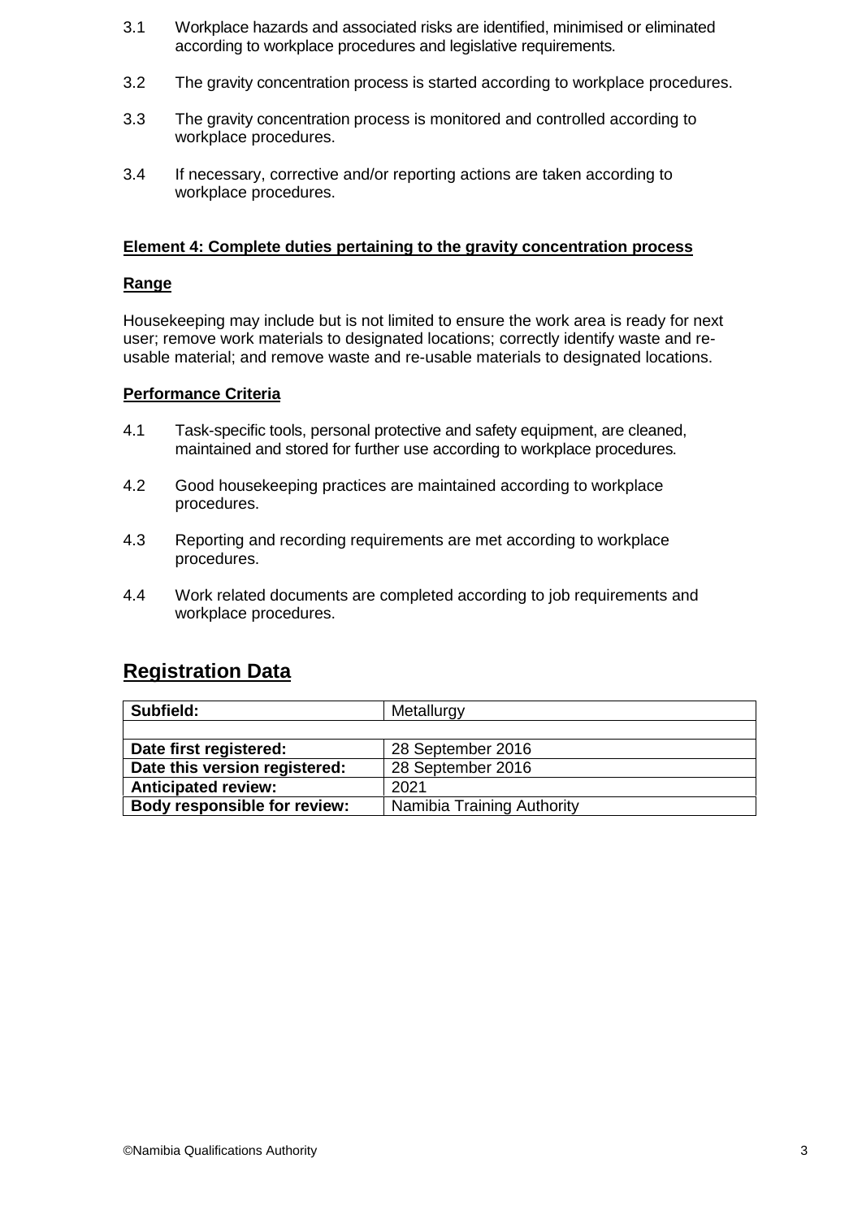3.1 Workplace hazards and associated risks are identified, minimised or eliminated according to workplace procedures and legislative requirements.

3.2 The gravity concentration process is started according to workplace procedures.

3.3 The gravity concentration process is monitored and controlled according to workplace procedures.

3.4 If necessary, corrective and/or reporting actions are taken according to workplace procedures.

**Element 4: Complete duties pertaining to the gravity concentration process**

**Range**

Housekeeping may include but is not limited to ensure the work area is ready for next user; remove work materials to designated locations; correctly identify waste and re-usable material; and remove waste and re-usable materials to designated locations.

**Performance Criteria**

4.1 Task-specific tools, personal protective and safety equipment, are cleaned, maintained and stored for further use according to workplace procedures.

4.2 Good housekeeping practices are maintained according to workplace procedures.

4.3 Reporting and recording requirements are met according to workplace procedures.

4.4 Work related documents are completed according to job requirements and workplace procedures.

## Registration Data

| | |
|---|---|
| **Subfield:** | Metallurgy |
| | |
| **Date first registered:** | 28 September 2016 |
| **Date this version registered:** | 28 September 2016 |
| **Anticipated review:** | 2021 |
| **Body responsible for review:** | Namibia Training Authority |

©Namibia Qualifications Authority